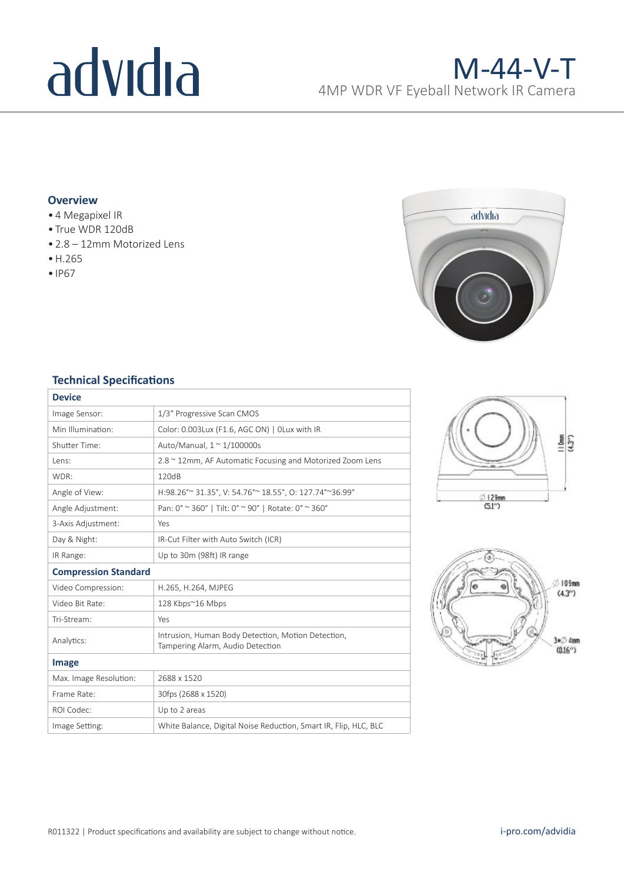# advidia

# M-44-V-T

4MP WDR VF Eyeball Network IR Camera

## Overview

- 4 Megapixel IR
- True WDR 120dB
- 2.8 – 12mm Motorized Lens
- H.265
- IP67

## Technical Specifications

| Device | |
|---|---|
| Image Sensor: | 1/3" Progressive Scan CMOS |
| Min Illumination: | Color: 0.003Lux (F1.6, AGC ON) \| 0Lux with IR |
| Shutter Time: | Auto/Manual, 1 ~ 1/100000s |
| Lens: | 2.8 ~ 12mm, AF Automatic Focusing and Motorized Zoom Lens |
| WDR: | 120dB |
| Angle of View: | H:98.26°~ 31.35°, V: 54.76°~ 18.55°, O: 127.74°~36.99° |
| Angle Adjustment: | Pan: 0° ~ 360° \| Tilt: 0° ~ 90° \| Rotate: 0° ~ 360° |
| 3-Axis Adjustment: | Yes |
| Day & Night: | IR-Cut Filter with Auto Switch (ICR) |
| IR Range: | Up to 30m (98ft) IR range |
| **Compression Standard** | |
| Video Compression: | H.265, H.264, MJPEG |
| Video Bit Rate: | 128 Kbps~16 Mbps |
| Tri-Stream: | Yes |
| Analytics: | Intrusion, Human Body Detection, Motion Detection, Tampering Alarm, Audio Detection |
| **Image** | |
| Max. Image Resolution: | 2688 x 1520 |
| Frame Rate: | 30fps (2688 x 1520) |
| ROI Codec: | Up to 2 areas |
| Image Setting: | White Balance, Digital Noise Reduction, Smart IR, Flip, HLC, BLC |

110mm (4.3")

∅129mm (5.1")

∅109mm (4.3")

3×∅4mm (0.16")

R011322 | Product specifications and availability are subject to change without notice.

i-pro.com/advidia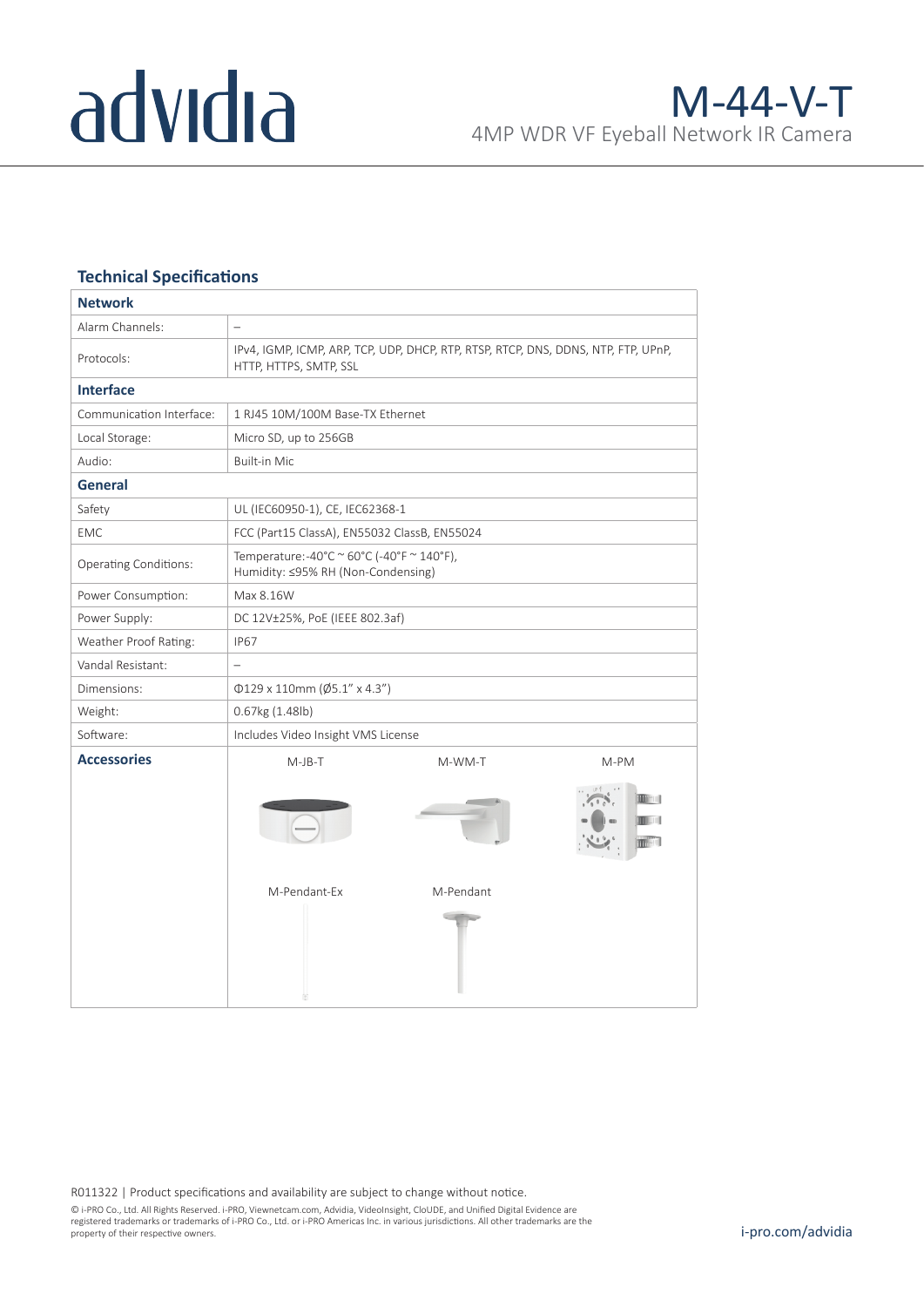# advidia

# M-44-V-T

4MP WDR VF Eyeball Network IR Camera

## Technical Specifications

| | |
|---|---|
| **Network** | |
| Alarm Channels: | – |
| Protocols: | IPv4, IGMP, ICMP, ARP, TCP, UDP, DHCP, RTP, RTSP, RTCP, DNS, DDNS, NTP, FTP, UPnP, HTTP, HTTPS, SMTP, SSL |
| **Interface** | |
| Communication Interface: | 1 RJ45 10M/100M Base-TX Ethernet |
| Local Storage: | Micro SD, up to 256GB |
| Audio: | Built-in Mic |
| **General** | |
| Safety | UL (IEC60950-1), CE, IEC62368-1 |
| EMC | FCC (Part15 ClassA), EN55032 ClassB, EN55024 |
| Operating Conditions: | Temperature:-40°C ~ 60°C (-40°F ~ 140°F), Humidity: ≤95% RH (Non-Condensing) |
| Power Consumption: | Max 8.16W |
| Power Supply: | DC 12V±25%, PoE (IEEE 802.3af) |
| Weather Proof Rating: | IP67 |
| Vandal Resistant: | – |
| Dimensions: | Φ129 x 110mm (Ø5.1" x 4.3") |
| Weight: | 0.67kg (1.48lb) |
| Software: | Includes Video Insight VMS License |
| **Accessories** | M-JB-T, M-WM-T, M-PM, M-Pendant-Ex, M-Pendant |

R011322 | Product specifications and availability are subject to change without notice.

© i-PRO Co., Ltd. All Rights Reserved. i-PRO, Viewnetcam.com, Advidia, VideoInsight, CloUDE, and Unified Digital Evidence are registered trademarks or trademarks of i-PRO Co., Ltd. or i-PRO Americas Inc. in various jurisdictions. All other trademarks are the property of their respective owners.

i-pro.com/advidia